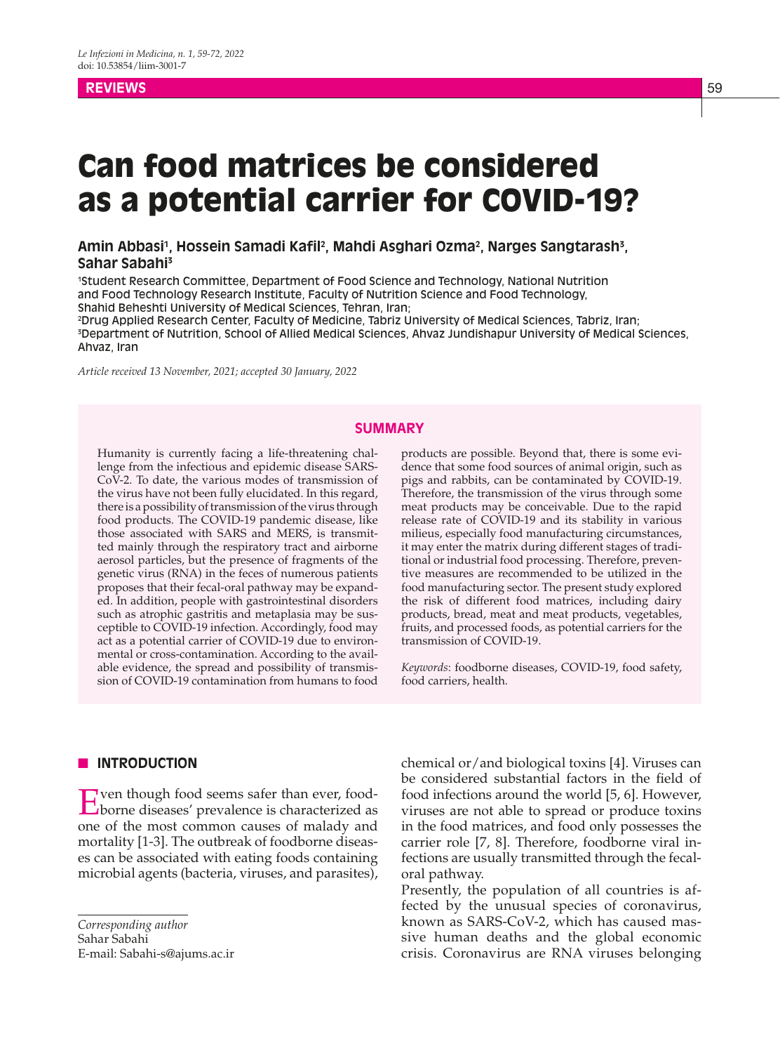REVIEWS

# Can food matrices be considered as a potential carrier for COVID-19?

**Amin Abbasi[1], Hossein Samadi Kafil[2], Mahdi Asghari Ozma[2], Narges Sangtarash[3], Sahar Sabahi[3]**

[1]Student Research Committee, Department of Food Science and Technology, National Nutrition and Food Technology Research Institute, Faculty of Nutrition Science and Food Technology, Shahid Beheshti University of Medical Sciences, Tehran, Iran;
[2]Drug Applied Research Center, Faculty of Medicine, Tabriz University of Medical Sciences, Tabriz, Iran;
[3]Department of Nutrition, School of Allied Medical Sciences, Ahvaz Jundishapur University of Medical Sciences, Ahvaz, Iran

*Article received 13 November, 2021; accepted 30 January, 2022*

## SUMMARY

Humanity is currently facing a life-threatening challenge from the infectious and epidemic disease SARS-CoV-2. To date, the various modes of transmission of the virus have not been fully elucidated. In this regard, there is a possibility of transmission of the virus through food products. The COVID-19 pandemic disease, like those associated with SARS and MERS, is transmitted mainly through the respiratory tract and airborne aerosol particles, but the presence of fragments of the genetic virus (RNA) in the feces of numerous patients proposes that their fecal-oral pathway may be expanded. In addition, people with gastrointestinal disorders such as atrophic gastritis and metaplasia may be susceptible to COVID-19 infection. Accordingly, food may act as a potential carrier of COVID-19 due to environmental or cross-contamination. According to the available evidence, the spread and possibility of transmission of COVID-19 contamination from humans to food products are possible. Beyond that, there is some evidence that some food sources of animal origin, such as pigs and rabbits, can be contaminated by COVID-19. Therefore, the transmission of the virus through some meat products may be conceivable. Due to the rapid release rate of COVID-19 and its stability in various milieus, especially food manufacturing circumstances, it may enter the matrix during different stages of traditional or industrial food processing. Therefore, preventive measures are recommended to be utilized in the food manufacturing sector. The present study explored the risk of different food matrices, including dairy products, bread, meat and meat products, vegetables, fruits, and processed foods, as potential carriers for the transmission of COVID-19.

*Keywords*: foodborne diseases, COVID-19, food safety, food carriers, health.

## INTRODUCTION

Even though food seems safer than ever, foodborne diseases' prevalence is characterized as one of the most common causes of malady and mortality [1-3]. The outbreak of foodborne diseases can be associated with eating foods containing microbial agents (bacteria, viruses, and parasites), chemical or/and biological toxins [4]. Viruses can be considered substantial factors in the field of food infections around the world [5, 6]. However, viruses are not able to spread or produce toxins in the food matrices, and food only possesses the carrier role [7, 8]. Therefore, foodborne viral infections are usually transmitted through the fecal-oral pathway.

Presently, the population of all countries is affected by the unusual species of coronavirus, known as SARS-CoV-2, which has caused massive human deaths and the global economic crisis. Coronavirus are RNA viruses belonging

*Corresponding author*
Sahar Sabahi
E-mail: Sabahi-s@ajums.ac.ir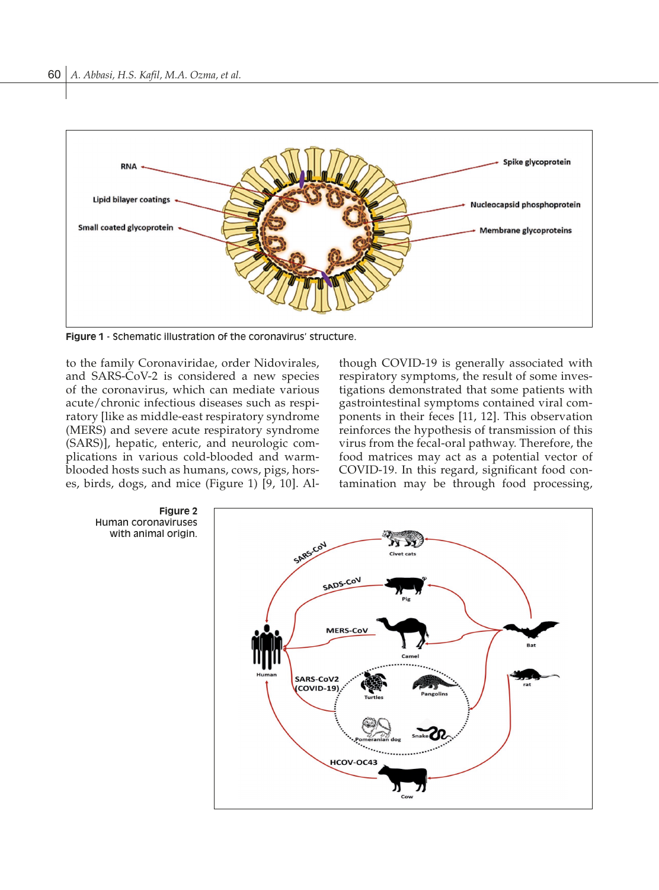Figure 1 - Schematic illustration of the coronavirus' structure.

to the family Coronaviridae, order Nidovirales, and SARS-CoV-2 is considered a new species of the coronavirus, which can mediate various acute/chronic infectious diseases such as respiratory [like as middle-east respiratory syndrome (MERS) and severe acute respiratory syndrome (SARS)], hepatic, enteric, and neurologic complications in various cold-blooded and warm-blooded hosts such as humans, cows, pigs, horses, birds, dogs, and mice (Figure 1) [9, 10]. Although COVID-19 is generally associated with respiratory symptoms, the result of some investigations demonstrated that some patients with gastrointestinal symptoms contained viral components in their feces [11, 12]. This observation reinforces the hypothesis of transmission of this virus from the fecal-oral pathway. Therefore, the food matrices may act as a potential vector of COVID-19. In this regard, significant food contamination may be through food processing,

**Figure 2**
Human coronaviruses with animal origin.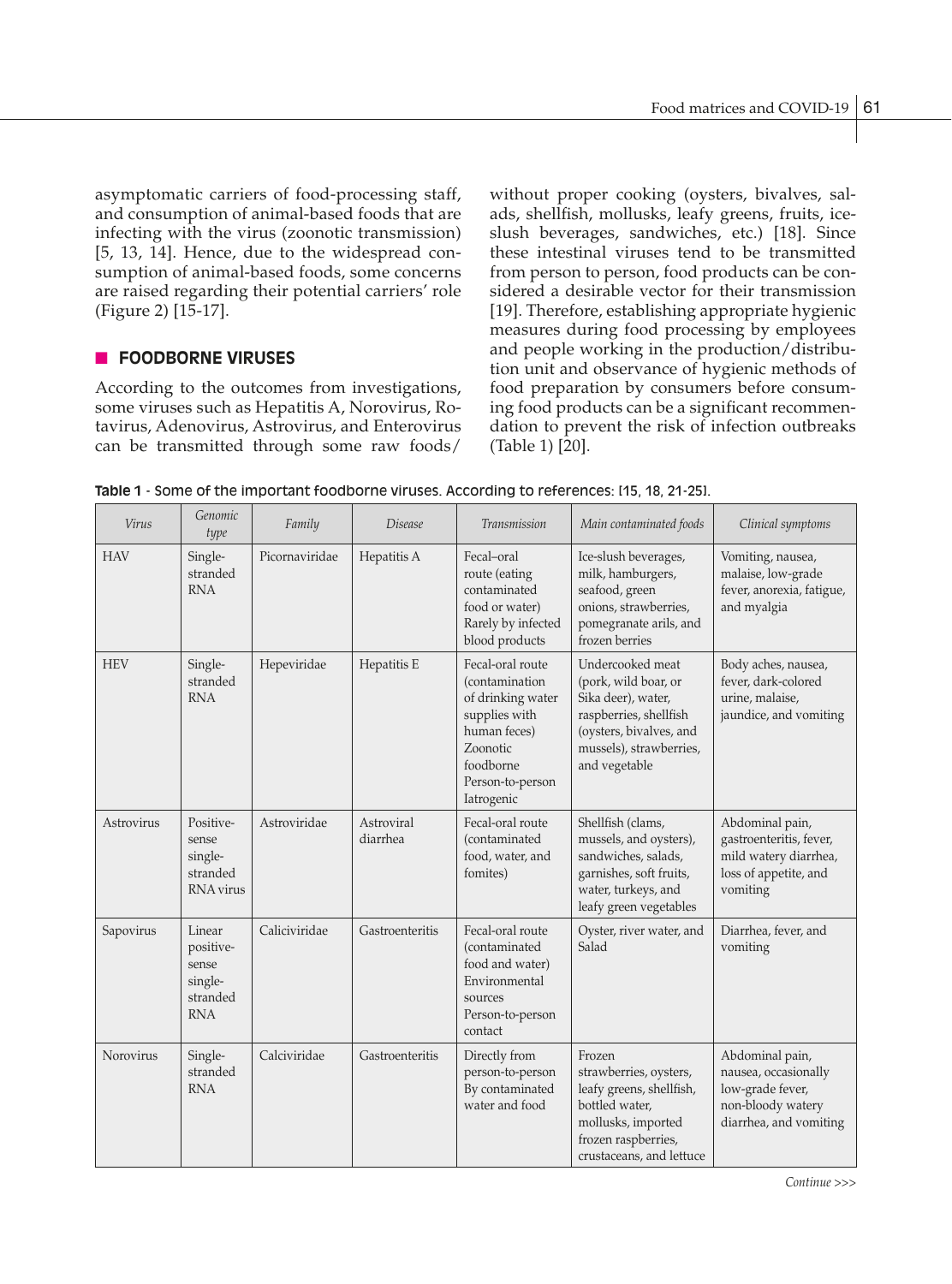asymptomatic carriers of food-processing staff, and consumption of animal-based foods that are infecting with the virus (zoonotic transmission) [5, 13, 14]. Hence, due to the widespread consumption of animal-based foods, some concerns are raised regarding their potential carriers' role (Figure 2) [15-17].

## FOODBORNE VIRUSES

According to the outcomes from investigations, some viruses such as Hepatitis A, Norovirus, Rotavirus, Adenovirus, Astrovirus, and Enterovirus can be transmitted through some raw foods/without proper cooking (oysters, bivalves, salads, shellfish, mollusks, leafy greens, fruits, ice-slush beverages, sandwiches, etc.) [18]. Since these intestinal viruses tend to be transmitted from person to person, food products can be considered a desirable vector for their transmission [19]. Therefore, establishing appropriate hygienic measures during food processing by employees and people working in the production/distribution unit and observance of hygienic methods of food preparation by consumers before consuming food products can be a significant recommendation to prevent the risk of infection outbreaks (Table 1) [20].

**Table 1** - Some of the important foodborne viruses. According to references: [15, 18, 21-25].

| *Virus* | *Genomic type* | *Family* | *Disease* | *Transmission* | *Main contaminated foods* | *Clinical symptoms* |
|---|---|---|---|---|---|---|
| HAV | Single-stranded RNA | Picornaviridae | Hepatitis A | Fecal–oral route (eating contaminated food or water) Rarely by infected blood products | Ice-slush beverages, milk, hamburgers, seafood, green onions, strawberries, pomegranate arils, and frozen berries | Vomiting, nausea, malaise, low-grade fever, anorexia, fatigue, and myalgia |
| HEV | Single-stranded RNA | Hepeviridae | Hepatitis E | Fecal-oral route (contamination of drinking water supplies with human feces) Zoonotic foodborne Person-to-person Iatrogenic | Undercooked meat (pork, wild boar, or Sika deer), water, raspberries, shellfish (oysters, bivalves, and mussels), strawberries, and vegetable | Body aches, nausea, fever, dark-colored urine, malaise, jaundice, and vomiting |
| Astrovirus | Positive-sense single-stranded RNA virus | Astroviridae | Astroviral diarrhea | Fecal-oral route (contaminated food, water, and fomites) | Shellfish (clams, mussels, and oysters), sandwiches, salads, garnishes, soft fruits, water, turkeys, and leafy green vegetables | Abdominal pain, gastroenteritis, fever, mild watery diarrhea, loss of appetite, and vomiting |
| Sapovirus | Linear positive-sense single-stranded RNA | Caliciviridae | Gastroenteritis | Fecal-oral route (contaminated food and water) Environmental sources Person-to-person contact | Oyster, river water, and Salad | Diarrhea, fever, and vomiting |
| Norovirus | Single-stranded RNA | Calciviridae | Gastroenteritis | Directly from person-to-person By contaminated water and food | Frozen strawberries, oysters, leafy greens, shellfish, bottled water, mollusks, imported frozen raspberries, crustaceans, and lettuce | Abdominal pain, nausea, occasionally low-grade fever, non-bloody watery diarrhea, and vomiting |

*Continue >>>*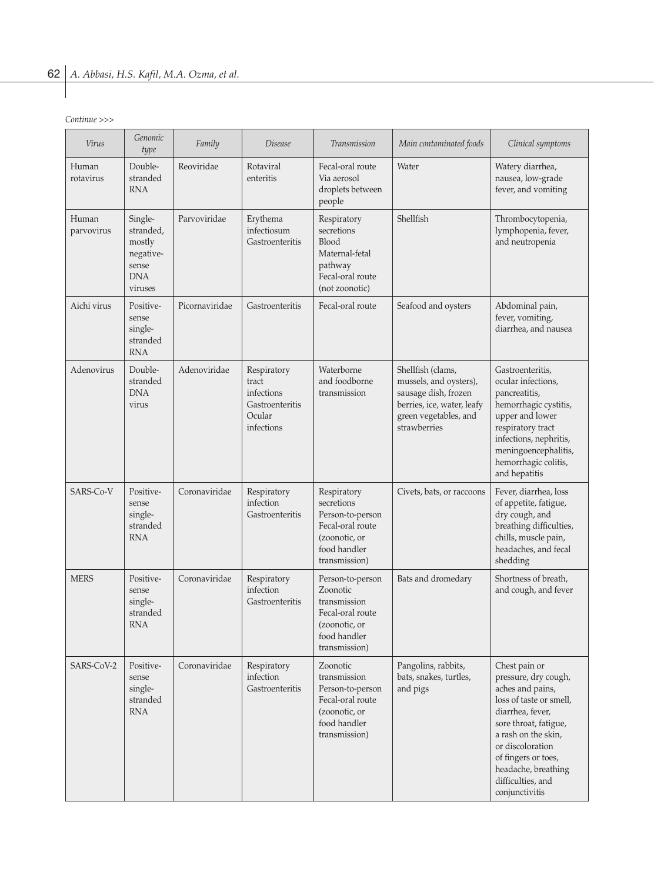*Continue >>>*

| Virus | Genomic type | Family | Disease | Transmission | Main contaminated foods | Clinical symptoms |
|---|---|---|---|---|---|---|
| Human rotavirus | Double-stranded RNA | Reoviridae | Rotaviral enteritis | Fecal-oral route Via aerosol droplets between people | Water | Watery diarrhea, nausea, low-grade fever, and vomiting |
| Human parvovirus | Single-stranded, mostly negative-sense DNA viruses | Parvoviridae | Erythema infectiosum Gastroenteritis | Respiratory secretions Blood Maternal-fetal pathway Fecal-oral route (not zoonotic) | Shellfish | Thrombocytopenia, lymphopenia, fever, and neutropenia |
| Aichi virus | Positive-sense single-stranded RNA | Picornaviridae | Gastroenteritis | Fecal-oral route | Seafood and oysters | Abdominal pain, fever, vomiting, diarrhea, and nausea |
| Adenovirus | Double-stranded DNA virus | Adenoviridae | Respiratory tract infections Gastroenteritis Ocular infections | Waterborne and foodborne transmission | Shellfish (clams, mussels, and oysters), sausage dish, frozen berries, ice, water, leafy green vegetables, and strawberries | Gastroenteritis, ocular infections, pancreatitis, hemorrhagic cystitis, upper and lower respiratory tract infections, nephritis, meningoencephalitis, hemorrhagic colitis, and hepatitis |
| SARS-Co-V | Positive-sense single-stranded RNA | Coronaviridae | Respiratory infection Gastroenteritis | Respiratory secretions Person-to-person Fecal-oral route (zoonotic, or food handler transmission) | Civets, bats, or raccoons | Fever, diarrhea, loss of appetite, fatigue, dry cough, and breathing difficulties, chills, muscle pain, headaches, and fecal shedding |
| MERS | Positive-sense single-stranded RNA | Coronaviridae | Respiratory infection Gastroenteritis | Person-to-person Zoonotic transmission Fecal-oral route (zoonotic, or food handler transmission) | Bats and dromedary | Shortness of breath, and cough, and fever |
| SARS-CoV-2 | Positive-sense single-stranded RNA | Coronaviridae | Respiratory infection Gastroenteritis | Zoonotic transmission Person-to-person Fecal-oral route (zoonotic, or food handler transmission) | Pangolins, rabbits, bats, snakes, turtles, and pigs | Chest pain or pressure, dry cough, aches and pains, loss of taste or smell, diarrhea, fever, sore throat, fatigue, a rash on the skin, or discoloration of fingers or toes, headache, breathing difficulties, and conjunctivitis |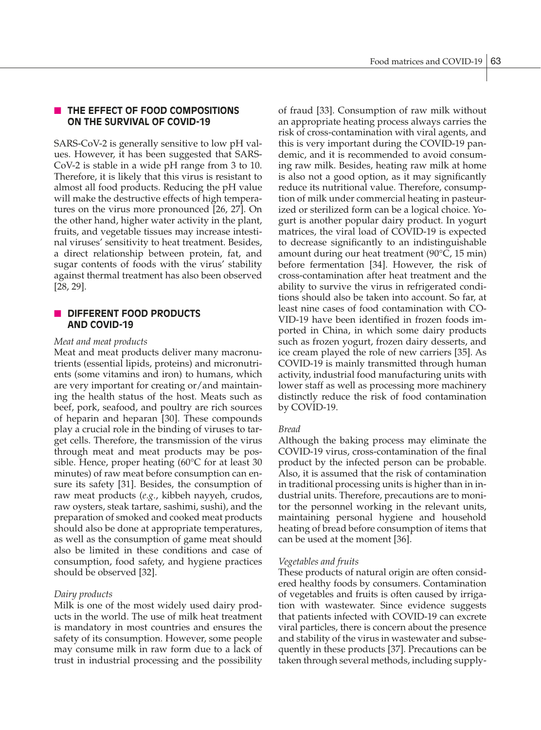## THE EFFECT OF FOOD COMPOSITIONS ON THE SURVIVAL OF COVID-19

SARS-CoV-2 is generally sensitive to low pH values. However, it has been suggested that SARS-CoV-2 is stable in a wide pH range from 3 to 10. Therefore, it is likely that this virus is resistant to almost all food products. Reducing the pH value will make the destructive effects of high temperatures on the virus more pronounced [26, 27]. On the other hand, higher water activity in the plant, fruits, and vegetable tissues may increase intestinal viruses' sensitivity to heat treatment. Besides, a direct relationship between protein, fat, and sugar contents of foods with the virus' stability against thermal treatment has also been observed [28, 29].

## DIFFERENT FOOD PRODUCTS AND COVID-19

### *Meat and meat products*

Meat and meat products deliver many macronutrients (essential lipids, proteins) and micronutrients (some vitamins and iron) to humans, which are very important for creating or/and maintaining the health status of the host. Meats such as beef, pork, seafood, and poultry are rich sources of heparin and heparan [30]. These compounds play a crucial role in the binding of viruses to target cells. Therefore, the transmission of the virus through meat and meat products may be possible. Hence, proper heating (60°C for at least 30 minutes) of raw meat before consumption can ensure its safety [31]. Besides, the consumption of raw meat products (*e.g.*, kibbeh nayyeh, crudos, raw oysters, steak tartare, sashimi, sushi), and the preparation of smoked and cooked meat products should also be done at appropriate temperatures, as well as the consumption of game meat should also be limited in these conditions and case of consumption, food safety, and hygiene practices should be observed [32].

### *Dairy products*

Milk is one of the most widely used dairy products in the world. The use of milk heat treatment is mandatory in most countries and ensures the safety of its consumption. However, some people may consume milk in raw form due to a lack of trust in industrial processing and the possibility of fraud [33]. Consumption of raw milk without an appropriate heating process always carries the risk of cross-contamination with viral agents, and this is very important during the COVID-19 pandemic, and it is recommended to avoid consuming raw milk. Besides, heating raw milk at home is also not a good option, as it may significantly reduce its nutritional value. Therefore, consumption of milk under commercial heating in pasteurized or sterilized form can be a logical choice. Yogurt is another popular dairy product. In yogurt matrices, the viral load of COVID-19 is expected to decrease significantly to an indistinguishable amount during our heat treatment (90°C, 15 min) before fermentation [34]. However, the risk of cross-contamination after heat treatment and the ability to survive the virus in refrigerated conditions should also be taken into account. So far, at least nine cases of food contamination with COVID-19 have been identified in frozen foods imported in China, in which some dairy products such as frozen yogurt, frozen dairy desserts, and ice cream played the role of new carriers [35]. As COVID-19 is mainly transmitted through human activity, industrial food manufacturing units with lower staff as well as processing more machinery distinctly reduce the risk of food contamination by COVID-19.

### *Bread*

Although the baking process may eliminate the COVID-19 virus, cross-contamination of the final product by the infected person can be probable. Also, it is assumed that the risk of contamination in traditional processing units is higher than in industrial units. Therefore, precautions are to monitor the personnel working in the relevant units, maintaining personal hygiene and household heating of bread before consumption of items that can be used at the moment [36].

### *Vegetables and fruits*

These products of natural origin are often considered healthy foods by consumers. Contamination of vegetables and fruits is often caused by irrigation with wastewater. Since evidence suggests that patients infected with COVID-19 can excrete viral particles, there is concern about the presence and stability of the virus in wastewater and subsequently in these products [37]. Precautions can be taken through several methods, including supply-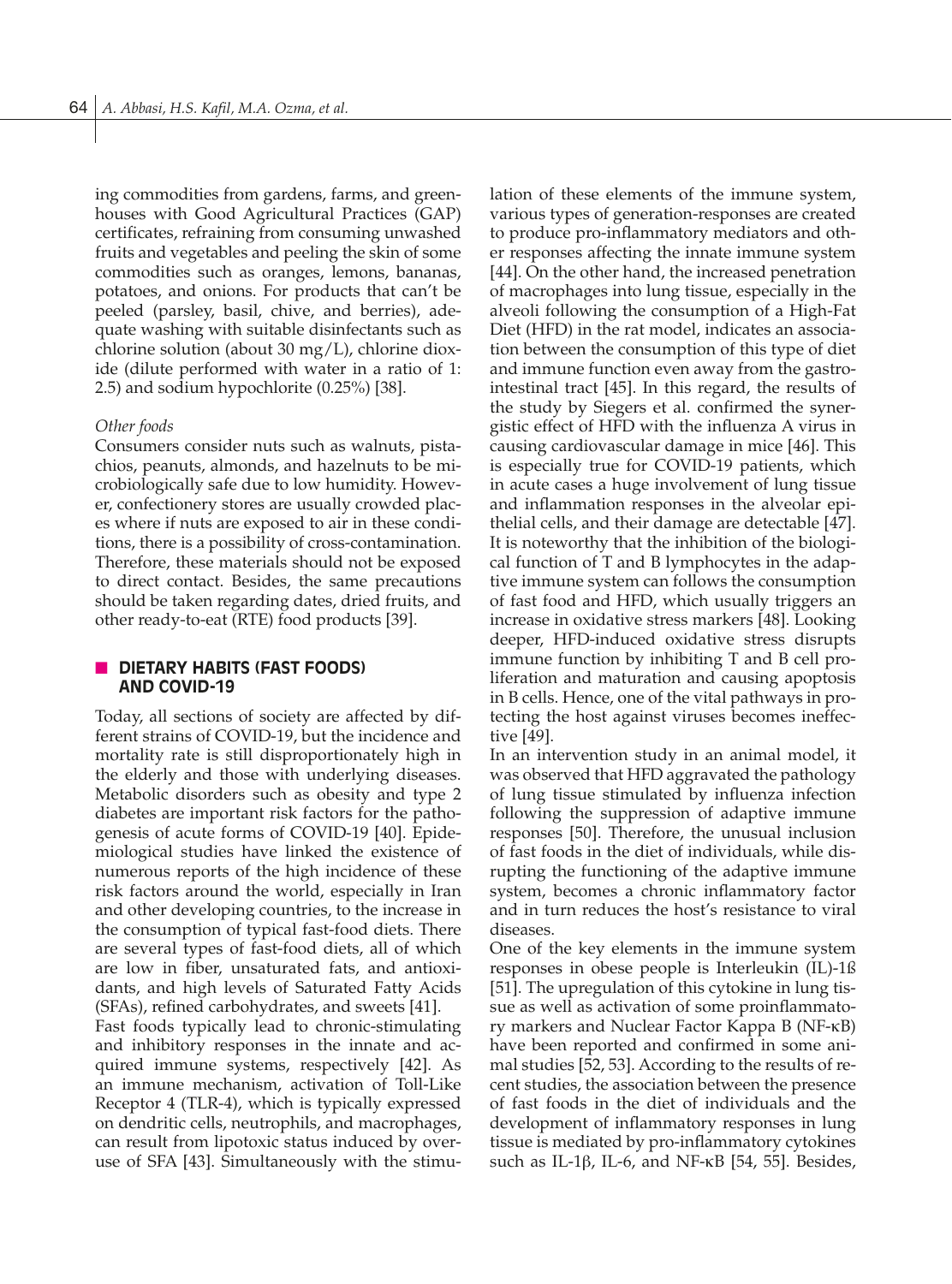ing commodities from gardens, farms, and greenhouses with Good Agricultural Practices (GAP) certificates, refraining from consuming unwashed fruits and vegetables and peeling the skin of some commodities such as oranges, lemons, bananas, potatoes, and onions. For products that can't be peeled (parsley, basil, chive, and berries), adequate washing with suitable disinfectants such as chlorine solution (about 30 mg/L), chlorine dioxide (dilute performed with water in a ratio of 1: 2.5) and sodium hypochlorite (0.25%) [38].

*Other foods*

Consumers consider nuts such as walnuts, pistachios, peanuts, almonds, and hazelnuts to be microbiologically safe due to low humidity. However, confectionery stores are usually crowded places where if nuts are exposed to air in these conditions, there is a possibility of cross-contamination. Therefore, these materials should not be exposed to direct contact. Besides, the same precautions should be taken regarding dates, dried fruits, and other ready-to-eat (RTE) food products [39].

## DIETARY HABITS (FAST FOODS) AND COVID-19

Today, all sections of society are affected by different strains of COVID-19, but the incidence and mortality rate is still disproportionately high in the elderly and those with underlying diseases. Metabolic disorders such as obesity and type 2 diabetes are important risk factors for the pathogenesis of acute forms of COVID-19 [40]. Epidemiological studies have linked the existence of numerous reports of the high incidence of these risk factors around the world, especially in Iran and other developing countries, to the increase in the consumption of typical fast-food diets. There are several types of fast-food diets, all of which are low in fiber, unsaturated fats, and antioxidants, and high levels of Saturated Fatty Acids (SFAs), refined carbohydrates, and sweets [41].

Fast foods typically lead to chronic-stimulating and inhibitory responses in the innate and acquired immune systems, respectively [42]. As an immune mechanism, activation of Toll-Like Receptor 4 (TLR-4), which is typically expressed on dendritic cells, neutrophils, and macrophages, can result from lipotoxic status induced by overuse of SFA [43]. Simultaneously with the stimulation of these elements of the immune system, various types of generation-responses are created to produce pro-inflammatory mediators and other responses affecting the innate immune system [44]. On the other hand, the increased penetration of macrophages into lung tissue, especially in the alveoli following the consumption of a High-Fat Diet (HFD) in the rat model, indicates an association between the consumption of this type of diet and immune function even away from the gastrointestinal tract [45]. In this regard, the results of the study by Siegers et al. confirmed the synergistic effect of HFD with the influenza A virus in causing cardiovascular damage in mice [46]. This is especially true for COVID-19 patients, which in acute cases a huge involvement of lung tissue and inflammation responses in the alveolar epithelial cells, and their damage are detectable [47]. It is noteworthy that the inhibition of the biological function of T and B lymphocytes in the adaptive immune system can follows the consumption of fast food and HFD, which usually triggers an increase in oxidative stress markers [48]. Looking deeper, HFD-induced oxidative stress disrupts immune function by inhibiting T and B cell proliferation and maturation and causing apoptosis in B cells. Hence, one of the vital pathways in protecting the host against viruses becomes ineffective [49].

In an intervention study in an animal model, it was observed that HFD aggravated the pathology of lung tissue stimulated by influenza infection following the suppression of adaptive immune responses [50]. Therefore, the unusual inclusion of fast foods in the diet of individuals, while disrupting the functioning of the adaptive immune system, becomes a chronic inflammatory factor and in turn reduces the host's resistance to viral diseases.

One of the key elements in the immune system responses in obese people is Interleukin (IL)-1ß [51]. The upregulation of this cytokine in lung tissue as well as activation of some proinflammatory markers and Nuclear Factor Kappa B (NF-κB) have been reported and confirmed in some animal studies [52, 53]. According to the results of recent studies, the association between the presence of fast foods in the diet of individuals and the development of inflammatory responses in lung tissue is mediated by pro-inflammatory cytokines such as IL-1β, IL-6, and NF-κB [54, 55]. Besides,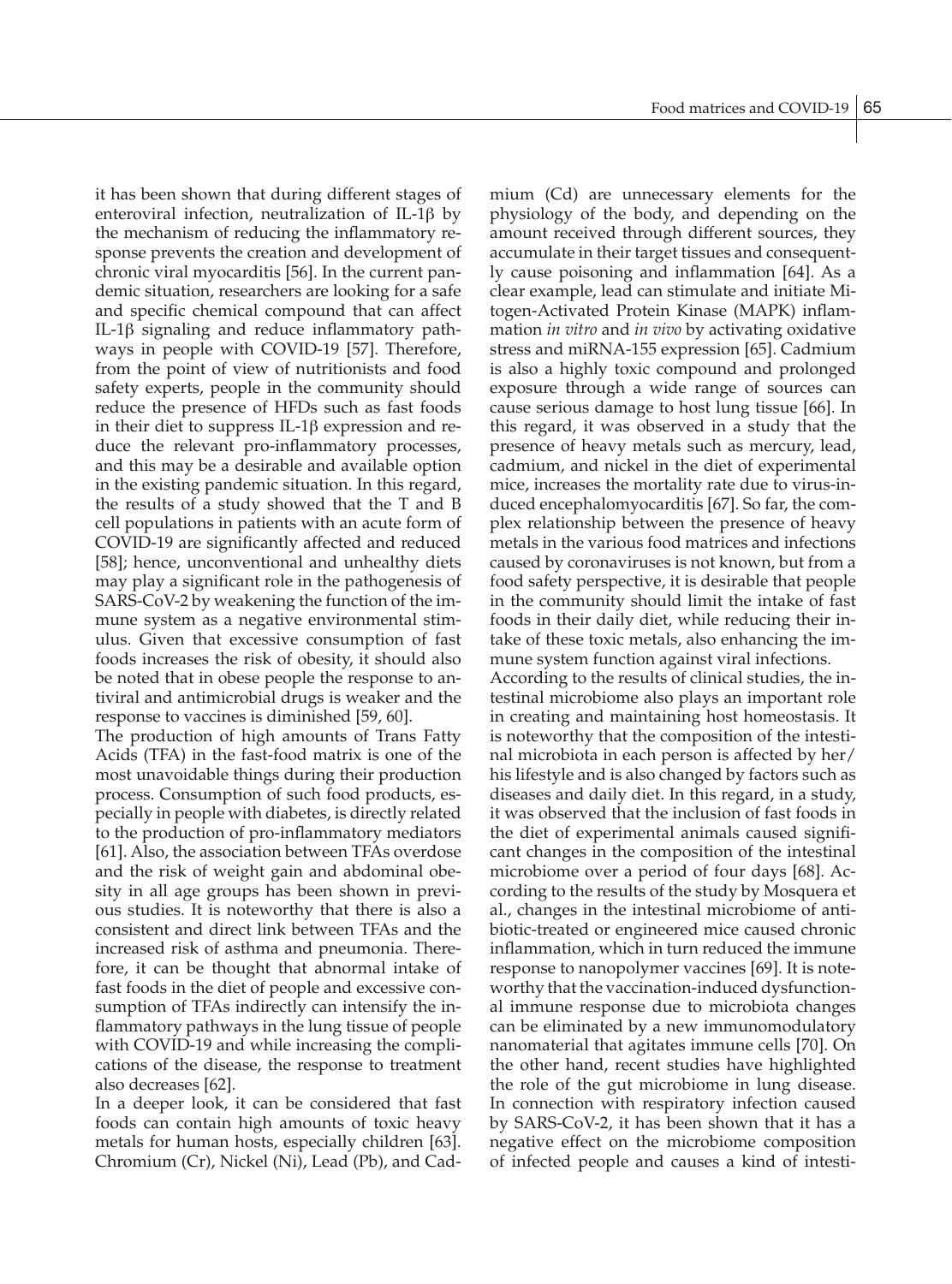it has been shown that during different stages of enteroviral infection, neutralization of IL-1β by the mechanism of reducing the inflammatory response prevents the creation and development of chronic viral myocarditis [56]. In the current pandemic situation, researchers are looking for a safe and specific chemical compound that can affect IL-1β signaling and reduce inflammatory pathways in people with COVID-19 [57]. Therefore, from the point of view of nutritionists and food safety experts, people in the community should reduce the presence of HFDs such as fast foods in their diet to suppress IL-1β expression and reduce the relevant pro-inflammatory processes, and this may be a desirable and available option in the existing pandemic situation. In this regard, the results of a study showed that the T and B cell populations in patients with an acute form of COVID-19 are significantly affected and reduced [58]; hence, unconventional and unhealthy diets may play a significant role in the pathogenesis of SARS-CoV-2 by weakening the function of the immune system as a negative environmental stimulus. Given that excessive consumption of fast foods increases the risk of obesity, it should also be noted that in obese people the response to antiviral and antimicrobial drugs is weaker and the response to vaccines is diminished [59, 60].

The production of high amounts of Trans Fatty Acids (TFA) in the fast-food matrix is one of the most unavoidable things during their production process. Consumption of such food products, especially in people with diabetes, is directly related to the production of pro-inflammatory mediators [61]. Also, the association between TFAs overdose and the risk of weight gain and abdominal obesity in all age groups has been shown in previous studies. It is noteworthy that there is also a consistent and direct link between TFAs and the increased risk of asthma and pneumonia. Therefore, it can be thought that abnormal intake of fast foods in the diet of people and excessive consumption of TFAs indirectly can intensify the inflammatory pathways in the lung tissue of people with COVID-19 and while increasing the complications of the disease, the response to treatment also decreases [62].

In a deeper look, it can be considered that fast foods can contain high amounts of toxic heavy metals for human hosts, especially children [63]. Chromium (Cr), Nickel (Ni), Lead (Pb), and Cadmium (Cd) are unnecessary elements for the physiology of the body, and depending on the amount received through different sources, they accumulate in their target tissues and consequently cause poisoning and inflammation [64]. As a clear example, lead can stimulate and initiate Mitogen-Activated Protein Kinase (MAPK) inflammation *in vitro* and *in vivo* by activating oxidative stress and miRNA-155 expression [65]. Cadmium is also a highly toxic compound and prolonged exposure through a wide range of sources can cause serious damage to host lung tissue [66]. In this regard, it was observed in a study that the presence of heavy metals such as mercury, lead, cadmium, and nickel in the diet of experimental mice, increases the mortality rate due to virus-induced encephalomyocarditis [67]. So far, the complex relationship between the presence of heavy metals in the various food matrices and infections caused by coronaviruses is not known, but from a food safety perspective, it is desirable that people in the community should limit the intake of fast foods in their daily diet, while reducing their intake of these toxic metals, also enhancing the immune system function against viral infections.

According to the results of clinical studies, the intestinal microbiome also plays an important role in creating and maintaining host homeostasis. It is noteworthy that the composition of the intestinal microbiota in each person is affected by her/his lifestyle and is also changed by factors such as diseases and daily diet. In this regard, in a study, it was observed that the inclusion of fast foods in the diet of experimental animals caused significant changes in the composition of the intestinal microbiome over a period of four days [68]. According to the results of the study by Mosquera et al., changes in the intestinal microbiome of antibiotic-treated or engineered mice caused chronic inflammation, which in turn reduced the immune response to nanopolymer vaccines [69]. It is noteworthy that the vaccination-induced dysfunctional immune response due to microbiota changes can be eliminated by a new immunomodulatory nanomaterial that agitates immune cells [70]. On the other hand, recent studies have highlighted the role of the gut microbiome in lung disease. In connection with respiratory infection caused by SARS-CoV-2, it has been shown that it has a negative effect on the microbiome composition of infected people and causes a kind of intesti-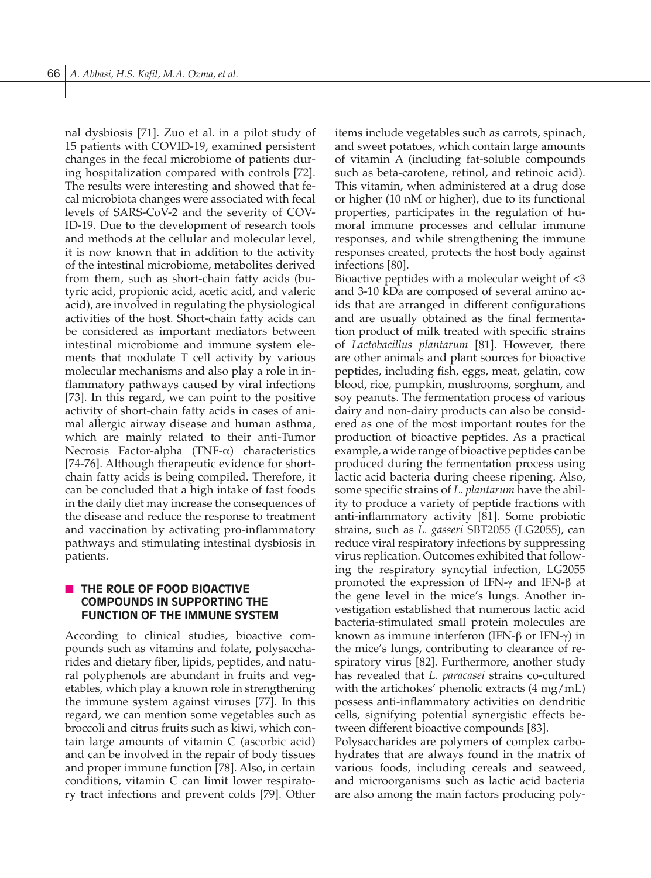nal dysbiosis [71]. Zuo et al. in a pilot study of 15 patients with COVID-19, examined persistent changes in the fecal microbiome of patients during hospitalization compared with controls [72]. The results were interesting and showed that fecal microbiota changes were associated with fecal levels of SARS-CoV-2 and the severity of COVID-19. Due to the development of research tools and methods at the cellular and molecular level, it is now known that in addition to the activity of the intestinal microbiome, metabolites derived from them, such as short-chain fatty acids (butyric acid, propionic acid, acetic acid, and valeric acid), are involved in regulating the physiological activities of the host. Short-chain fatty acids can be considered as important mediators between intestinal microbiome and immune system elements that modulate T cell activity by various molecular mechanisms and also play a role in inflammatory pathways caused by viral infections [73]. In this regard, we can point to the positive activity of short-chain fatty acids in cases of animal allergic airway disease and human asthma, which are mainly related to their anti-Tumor Necrosis Factor-alpha (TNF-α) characteristics [74-76]. Although therapeutic evidence for short-chain fatty acids is being compiled. Therefore, it can be concluded that a high intake of fast foods in the daily diet may increase the consequences of the disease and reduce the response to treatment and vaccination by activating pro-inflammatory pathways and stimulating intestinal dysbiosis in patients.

## THE ROLE OF FOOD BIOACTIVE COMPOUNDS IN SUPPORTING THE FUNCTION OF THE IMMUNE SYSTEM

According to clinical studies, bioactive compounds such as vitamins and folate, polysaccharides and dietary fiber, lipids, peptides, and natural polyphenols are abundant in fruits and vegetables, which play a known role in strengthening the immune system against viruses [77]. In this regard, we can mention some vegetables such as broccoli and citrus fruits such as kiwi, which contain large amounts of vitamin C (ascorbic acid) and can be involved in the repair of body tissues and proper immune function [78]. Also, in certain conditions, vitamin C can limit lower respiratory tract infections and prevent colds [79]. Other items include vegetables such as carrots, spinach, and sweet potatoes, which contain large amounts of vitamin A (including fat-soluble compounds such as beta-carotene, retinol, and retinoic acid). This vitamin, when administered at a drug dose or higher (10 nM or higher), due to its functional properties, participates in the regulation of humoral immune processes and cellular immune responses, and while strengthening the immune responses created, protects the host body against infections [80].

Bioactive peptides with a molecular weight of <3 and 3-10 kDa are composed of several amino acids that are arranged in different configurations and are usually obtained as the final fermentation product of milk treated with specific strains of *Lactobacillus plantarum* [81]. However, there are other animals and plant sources for bioactive peptides, including fish, eggs, meat, gelatin, cow blood, rice, pumpkin, mushrooms, sorghum, and soy peanuts. The fermentation process of various dairy and non-dairy products can also be considered as one of the most important routes for the production of bioactive peptides. As a practical example, a wide range of bioactive peptides can be produced during the fermentation process using lactic acid bacteria during cheese ripening. Also, some specific strains of *L. plantarum* have the ability to produce a variety of peptide fractions with anti-inflammatory activity [81]. Some probiotic strains, such as *L. gasseri* SBT2055 (LG2055), can reduce viral respiratory infections by suppressing virus replication. Outcomes exhibited that following the respiratory syncytial infection, LG2055 promoted the expression of IFN-γ and IFN-β at the gene level in the mice's lungs. Another investigation established that numerous lactic acid bacteria-stimulated small protein molecules are known as immune interferon (IFN-β or IFN-γ) in the mice's lungs, contributing to clearance of respiratory virus [82]. Furthermore, another study has revealed that *L. paracasei* strains co-cultured with the artichokes' phenolic extracts (4 mg/mL) possess anti-inflammatory activities on dendritic cells, signifying potential synergistic effects between different bioactive compounds [83].

Polysaccharides are polymers of complex carbohydrates that are always found in the matrix of various foods, including cereals and seaweed, and microorganisms such as lactic acid bacteria are also among the main factors producing poly-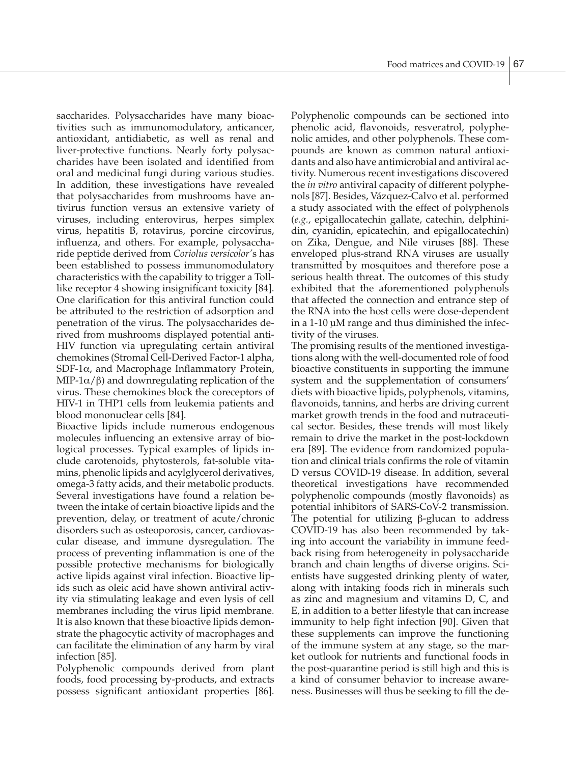saccharides. Polysaccharides have many bioactivities such as immunomodulatory, anticancer, antioxidant, antidiabetic, as well as renal and liver-protective functions. Nearly forty polysaccharides have been isolated and identified from oral and medicinal fungi during various studies. In addition, these investigations have revealed that polysaccharides from mushrooms have antivirus function versus an extensive variety of viruses, including enterovirus, herpes simplex virus, hepatitis B, rotavirus, porcine circovirus, influenza, and others. For example, polysaccharide peptide derived from *Coriolus versicolor'*s has been established to possess immunomodulatory characteristics with the capability to trigger a Toll-like receptor 4 showing insignificant toxicity [84]. One clarification for this antiviral function could be attributed to the restriction of adsorption and penetration of the virus. The polysaccharides derived from mushrooms displayed potential anti-HIV function via upregulating certain antiviral chemokines (Stromal Cell-Derived Factor-1 alpha, SDF-1$\alpha$, and Macrophage Inflammatory Protein, MIP-1$\alpha/\beta$) and downregulating replication of the virus. These chemokines block the coreceptors of HIV-1 in THP1 cells from leukemia patients and blood mononuclear cells [84].

Bioactive lipids include numerous endogenous molecules influencing an extensive array of biological processes. Typical examples of lipids include carotenoids, phytosterols, fat-soluble vitamins, phenolic lipids and acylglycerol derivatives, omega-3 fatty acids, and their metabolic products. Several investigations have found a relation between the intake of certain bioactive lipids and the prevention, delay, or treatment of acute/chronic disorders such as osteoporosis, cancer, cardiovascular disease, and immune dysregulation. The process of preventing inflammation is one of the possible protective mechanisms for biologically active lipids against viral infection. Bioactive lipids such as oleic acid have shown antiviral activity via stimulating leakage and even lysis of cell membranes including the virus lipid membrane. It is also known that these bioactive lipids demonstrate the phagocytic activity of macrophages and can facilitate the elimination of any harm by viral infection [85].

Polyphenolic compounds derived from plant foods, food processing by-products, and extracts possess significant antioxidant properties [86]. Polyphenolic compounds can be sectioned into phenolic acid, flavonoids, resveratrol, polyphenolic amides, and other polyphenols. These compounds are known as common natural antioxidants and also have antimicrobial and antiviral activity. Numerous recent investigations discovered the *in vitro* antiviral capacity of different polyphenols [87]. Besides, Vázquez-Calvo et al. performed a study associated with the effect of polyphenols (*e.g.*, epigallocatechin gallate, catechin, delphinidin, cyanidin, epicatechin, and epigallocatechin) on Zika, Dengue, and Nile viruses [88]. These enveloped plus-strand RNA viruses are usually transmitted by mosquitoes and therefore pose a serious health threat. The outcomes of this study exhibited that the aforementioned polyphenols that affected the connection and entrance step of the RNA into the host cells were dose-dependent in a 1-10 µM range and thus diminished the infectivity of the viruses.

The promising results of the mentioned investigations along with the well-documented role of food bioactive constituents in supporting the immune system and the supplementation of consumers' diets with bioactive lipids, polyphenols, vitamins, flavonoids, tannins, and herbs are driving current market growth trends in the food and nutraceutical sector. Besides, these trends will most likely remain to drive the market in the post-lockdown era [89]. The evidence from randomized population and clinical trials confirms the role of vitamin D versus COVID-19 disease. In addition, several theoretical investigations have recommended polyphenolic compounds (mostly flavonoids) as potential inhibitors of SARS-CoV-2 transmission. The potential for utilizing $\beta$-glucan to address COVID-19 has also been recommended by taking into account the variability in immune feedback rising from heterogeneity in polysaccharide branch and chain lengths of diverse origins. Scientists have suggested drinking plenty of water, along with intaking foods rich in minerals such as zinc and magnesium and vitamins D, C, and E, in addition to a better lifestyle that can increase immunity to help fight infection [90]. Given that these supplements can improve the functioning of the immune system at any stage, so the market outlook for nutrients and functional foods in the post-quarantine period is still high and this is a kind of consumer behavior to increase awareness. Businesses will thus be seeking to fill the de-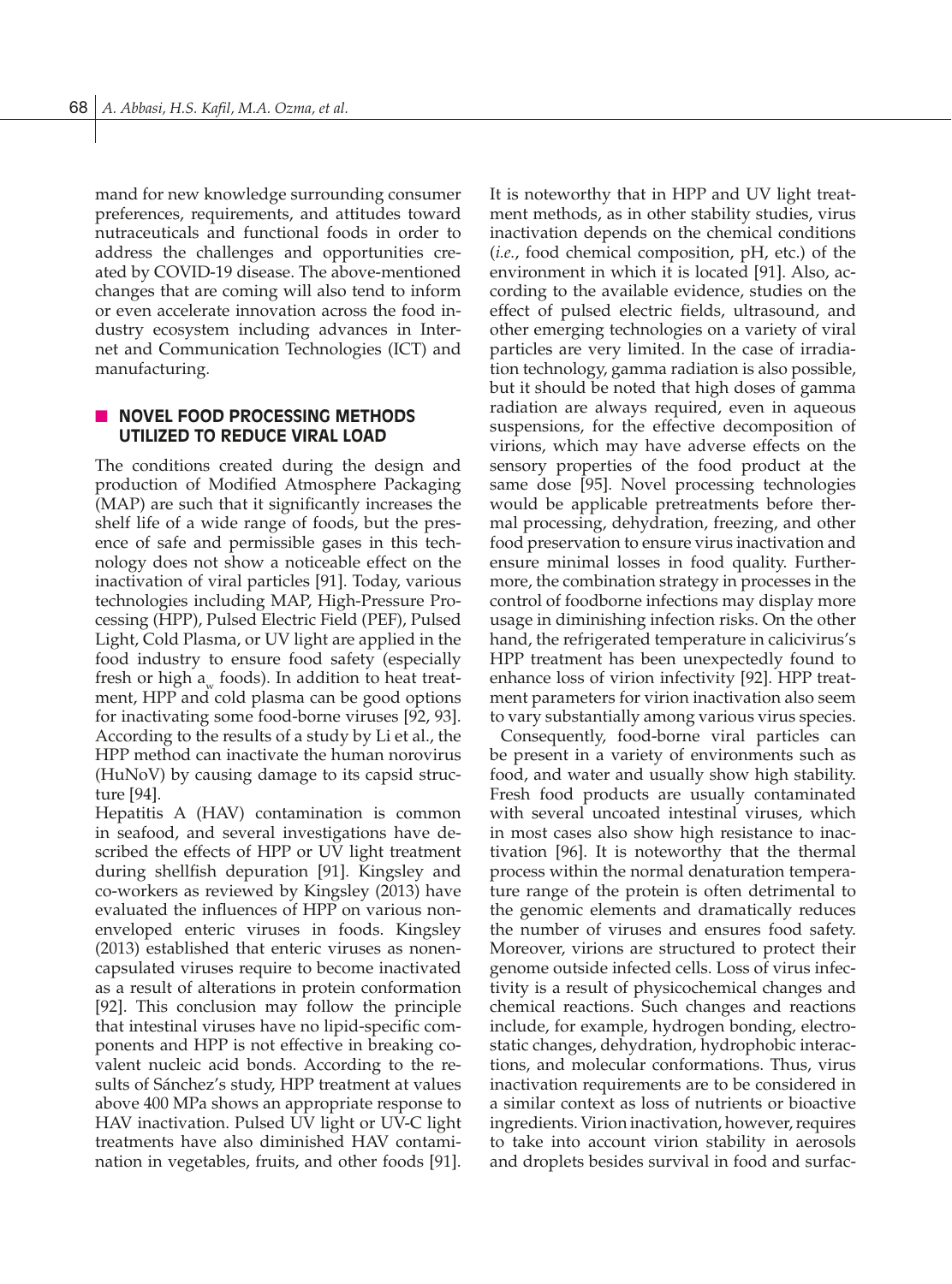mand for new knowledge surrounding consumer preferences, requirements, and attitudes toward nutraceuticals and functional foods in order to address the challenges and opportunities created by COVID-19 disease. The above-mentioned changes that are coming will also tend to inform or even accelerate innovation across the food industry ecosystem including advances in Internet and Communication Technologies (ICT) and manufacturing.

## NOVEL FOOD PROCESSING METHODS UTILIZED TO REDUCE VIRAL LOAD

The conditions created during the design and production of Modified Atmosphere Packaging (MAP) are such that it significantly increases the shelf life of a wide range of foods, but the presence of safe and permissible gases in this technology does not show a noticeable effect on the inactivation of viral particles [91]. Today, various technologies including MAP, High-Pressure Processing (HPP), Pulsed Electric Field (PEF), Pulsed Light, Cold Plasma, or UV light are applied in the food industry to ensure food safety (especially fresh or high $a_w$ foods). In addition to heat treatment, HPP and cold plasma can be good options for inactivating some food-borne viruses [92, 93]. According to the results of a study by Li et al., the HPP method can inactivate the human norovirus (HuNoV) by causing damage to its capsid structure [94].

Hepatitis A (HAV) contamination is common in seafood, and several investigations have described the effects of HPP or UV light treatment during shellfish depuration [91]. Kingsley and co-workers as reviewed by Kingsley (2013) have evaluated the influences of HPP on various nonenveloped enteric viruses in foods. Kingsley (2013) established that enteric viruses as nonencapsulated viruses require to become inactivated as a result of alterations in protein conformation [92]. This conclusion may follow the principle that intestinal viruses have no lipid-specific components and HPP is not effective in breaking covalent nucleic acid bonds. According to the results of Sánchez's study, HPP treatment at values above 400 MPa shows an appropriate response to HAV inactivation. Pulsed UV light or UV-C light treatments have also diminished HAV contamination in vegetables, fruits, and other foods [91]. It is noteworthy that in HPP and UV light treatment methods, as in other stability studies, virus inactivation depends on the chemical conditions (*i.e.*, food chemical composition, pH, etc.) of the environment in which it is located [91]. Also, according to the available evidence, studies on the effect of pulsed electric fields, ultrasound, and other emerging technologies on a variety of viral particles are very limited. In the case of irradiation technology, gamma radiation is also possible, but it should be noted that high doses of gamma radiation are always required, even in aqueous suspensions, for the effective decomposition of virions, which may have adverse effects on the sensory properties of the food product at the same dose [95]. Novel processing technologies would be applicable pretreatments before thermal processing, dehydration, freezing, and other food preservation to ensure virus inactivation and ensure minimal losses in food quality. Furthermore, the combination strategy in processes in the control of foodborne infections may display more usage in diminishing infection risks. On the other hand, the refrigerated temperature in calicivirus's HPP treatment has been unexpectedly found to enhance loss of virion infectivity [92]. HPP treatment parameters for virion inactivation also seem to vary substantially among various virus species.

Consequently, food-borne viral particles can be present in a variety of environments such as food, and water and usually show high stability. Fresh food products are usually contaminated with several uncoated intestinal viruses, which in most cases also show high resistance to inactivation [96]. It is noteworthy that the thermal process within the normal denaturation temperature range of the protein is often detrimental to the genomic elements and dramatically reduces the number of viruses and ensures food safety. Moreover, virions are structured to protect their genome outside infected cells. Loss of virus infectivity is a result of physicochemical changes and chemical reactions. Such changes and reactions include, for example, hydrogen bonding, electrostatic changes, dehydration, hydrophobic interactions, and molecular conformations. Thus, virus inactivation requirements are to be considered in a similar context as loss of nutrients or bioactive ingredients. Virion inactivation, however, requires to take into account virion stability in aerosols and droplets besides survival in food and surfac-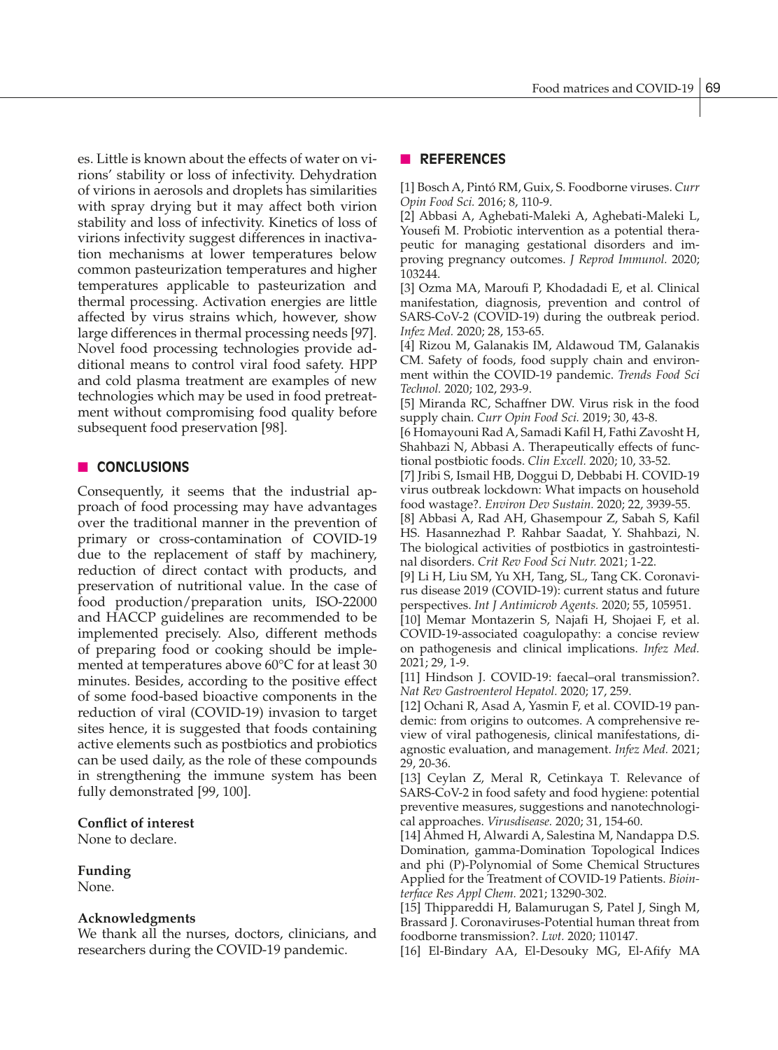es. Little is known about the effects of water on virions' stability or loss of infectivity. Dehydration of virions in aerosols and droplets has similarities with spray drying but it may affect both virion stability and loss of infectivity. Kinetics of loss of virions infectivity suggest differences in inactivation mechanisms at lower temperatures below common pasteurization temperatures and higher temperatures applicable to pasteurization and thermal processing. Activation energies are little affected by virus strains which, however, show large differences in thermal processing needs [97]. Novel food processing technologies provide additional means to control viral food safety. HPP and cold plasma treatment are examples of new technologies which may be used in food pretreatment without compromising food quality before subsequent food preservation [98].

## CONCLUSIONS

Consequently, it seems that the industrial approach of food processing may have advantages over the traditional manner in the prevention of primary or cross-contamination of COVID-19 due to the replacement of staff by machinery, reduction of direct contact with products, and preservation of nutritional value. In the case of food production/preparation units, ISO-22000 and HACCP guidelines are recommended to be implemented precisely. Also, different methods of preparing food or cooking should be implemented at temperatures above 60°C for at least 30 minutes. Besides, according to the positive effect of some food-based bioactive components in the reduction of viral (COVID-19) invasion to target sites hence, it is suggested that foods containing active elements such as postbiotics and probiotics can be used daily, as the role of these compounds in strengthening the immune system has been fully demonstrated [99, 100].

**Conflict of interest**
None to declare.

**Funding**
None.

**Acknowledgments**
We thank all the nurses, doctors, clinicians, and researchers during the COVID-19 pandemic.

## REFERENCES

[1] Bosch A, Pintó RM, Guix, S. Foodborne viruses. *Curr Opin Food Sci.* 2016; 8, 110-9.

[2] Abbasi A, Aghebati-Maleki A, Aghebati-Maleki L, Yousefi M. Probiotic intervention as a potential therapeutic for managing gestational disorders and improving pregnancy outcomes. *J Reprod Immunol.* 2020; 103244.

[3] Ozma MA, Maroufi P, Khodadadi E, et al. Clinical manifestation, diagnosis, prevention and control of SARS-CoV-2 (COVID-19) during the outbreak period. *Infez Med.* 2020; 28, 153-65.

[4] Rizou M, Galanakis IM, Aldawoud TM, Galanakis CM. Safety of foods, food supply chain and environment within the COVID-19 pandemic. *Trends Food Sci Technol.* 2020; 102, 293-9.

[5] Miranda RC, Schaffner DW. Virus risk in the food supply chain. *Curr Opin Food Sci.* 2019; 30, 43-8.

[6 Homayouni Rad A, Samadi Kafil H, Fathi Zavosht H, Shahbazi N, Abbasi A. Therapeutically effects of functional postbiotic foods. *Clin Excell.* 2020; 10, 33-52.

[7] Jribi S, Ismail HB, Doggui D, Debbabi H. COVID-19 virus outbreak lockdown: What impacts on household food wastage?. *Environ Dev Sustain.* 2020; 22, 3939-55.

[8] Abbasi A, Rad AH, Ghasempour Z, Sabah S, Kafil HS. Hasannezhad P. Rahbar Saadat, Y. Shahbazi, N. The biological activities of postbiotics in gastrointestinal disorders. *Crit Rev Food Sci Nutr.* 2021; 1-22.

[9] Li H, Liu SM, Yu XH, Tang, SL, Tang CK. Coronavirus disease 2019 (COVID-19): current status and future perspectives. *Int J Antimicrob Agents.* 2020; 55, 105951.

[10] Memar Montazerin S, Najafi H, Shojaei F, et al. COVID-19-associated coagulopathy: a concise review on pathogenesis and clinical implications. *Infez Med.* 2021; 29, 1-9.

[11] Hindson J. COVID-19: faecal–oral transmission?. *Nat Rev Gastroenterol Hepatol.* 2020; 17, 259.

[12] Ochani R, Asad A, Yasmin F, et al. COVID-19 pandemic: from origins to outcomes. A comprehensive review of viral pathogenesis, clinical manifestations, diagnostic evaluation, and management. *Infez Med.* 2021; 29, 20-36.

[13] Ceylan Z, Meral R, Cetinkaya T. Relevance of SARS-CoV-2 in food safety and food hygiene: potential preventive measures, suggestions and nanotechnological approaches. *Virusdisease.* 2020; 31, 154-60.

[14] Ahmed H, Alwardi A, Salestina M, Nandappa D.S. Domination, gamma-Domination Topological Indices and phi (P)-Polynomial of Some Chemical Structures Applied for the Treatment of COVID-19 Patients. *Biointerface Res Appl Chem.* 2021; 13290-302.

[15] Thippareddi H, Balamurugan S, Patel J, Singh M, Brassard J. Coronaviruses-Potential human threat from foodborne transmission?. *Lwt.* 2020; 110147.

[16] El-Bindary AA, El-Desouky MG, El-Afify MA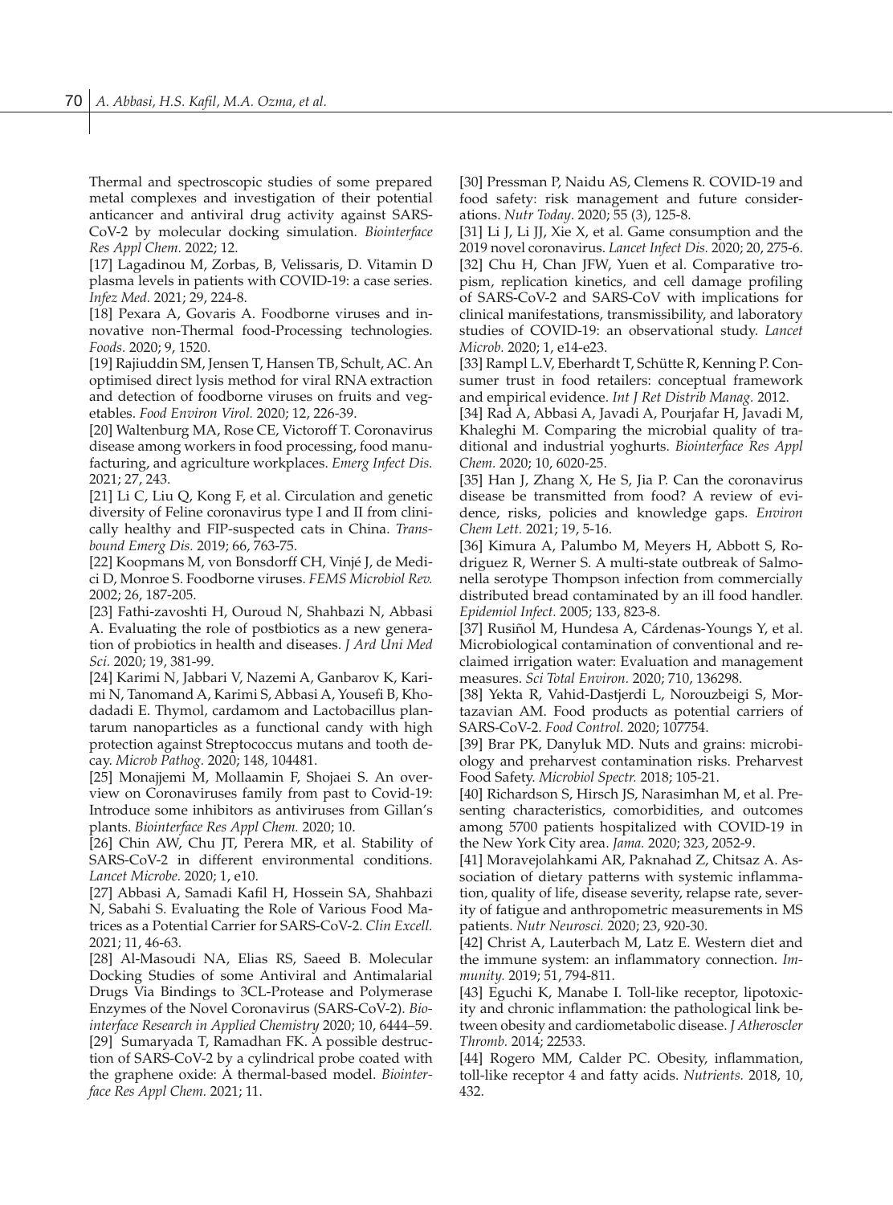Thermal and spectroscopic studies of some prepared metal complexes and investigation of their potential anticancer and antiviral drug activity against SARS-CoV-2 by molecular docking simulation. *Biointerface Res Appl Chem.* 2022; 12.

[17] Lagadinou M, Zorbas, B, Velissaris, D. Vitamin D plasma levels in patients with COVID-19: a case series. *Infez Med.* 2021; 29, 224-8.

[18] Pexara A, Govaris A. Foodborne viruses and innovative non-Thermal food-Processing technologies. *Foods.* 2020; 9, 1520.

[19] Rajiuddin SM, Jensen T, Hansen TB, Schult, AC. An optimised direct lysis method for viral RNA extraction and detection of foodborne viruses on fruits and vegetables. *Food Environ Virol.* 2020; 12, 226-39.

[20] Waltenburg MA, Rose CE, Victoroff T. Coronavirus disease among workers in food processing, food manufacturing, and agriculture workplaces. *Emerg Infect Dis.* 2021; 27, 243.

[21] Li C, Liu Q, Kong F, et al. Circulation and genetic diversity of Feline coronavirus type I and II from clinically healthy and FIP-suspected cats in China. *Transbound Emerg Dis.* 2019; 66, 763-75.

[22] Koopmans M, von Bonsdorff CH, Vinjé J, de Medici D, Monroe S. Foodborne viruses. *FEMS Microbiol Rev.* 2002; 26, 187-205.

[23] Fathi-zavoshti H, Ouroud N, Shahbazi N, Abbasi A. Evaluating the role of postbiotics as a new generation of probiotics in health and diseases. *J Ard Uni Med Sci.* 2020; 19, 381-99.

[24] Karimi N, Jabbari V, Nazemi A, Ganbarov K, Karimi N, Tanomand A, Karimi S, Abbasi A, Yousefi B, Khodadadi E. Thymol, cardamom and Lactobacillus plantarum nanoparticles as a functional candy with high protection against Streptococcus mutans and tooth decay. *Microb Pathog.* 2020; 148, 104481.

[25] Monajjemi M, Mollaamin F, Shojaei S. An overview on Coronaviruses family from past to Covid-19: Introduce some inhibitors as antiviruses from Gillan's plants. *Biointerface Res Appl Chem.* 2020; 10.

[26] Chin AW, Chu JT, Perera MR, et al. Stability of SARS-CoV-2 in different environmental conditions. *Lancet Microbe.* 2020; 1, e10.

[27] Abbasi A, Samadi Kafil H, Hossein SA, Shahbazi N, Sabahi S. Evaluating the Role of Various Food Matrices as a Potential Carrier for SARS-CoV-2. *Clin Excell.* 2021; 11, 46-63.

[28] Al-Masoudi NA, Elias RS, Saeed B. Molecular Docking Studies of some Antiviral and Antimalarial Drugs Via Bindings to 3CL-Protease and Polymerase Enzymes of the Novel Coronavirus (SARS-CoV-2). *Biointerface Research in Applied Chemistry* 2020; 10, 6444–59.

[29] Sumaryada T, Ramadhan FK. A possible destruction of SARS-CoV-2 by a cylindrical probe coated with the graphene oxide: A thermal-based model. *Biointerface Res Appl Chem.* 2021; 11.

[30] Pressman P, Naidu AS, Clemens R. COVID-19 and food safety: risk management and future considerations. *Nutr Today*. 2020; 55 (3), 125-8.

[31] Li J, Li JJ, Xie X, et al. Game consumption and the 2019 novel coronavirus. *Lancet Infect Dis.* 2020; 20, 275-6.

[32] Chu H, Chan JFW, Yuen et al. Comparative tropism, replication kinetics, and cell damage profiling of SARS-CoV-2 and SARS-CoV with implications for clinical manifestations, transmissibility, and laboratory studies of COVID-19: an observational study. *Lancet Microb.* 2020; 1, e14-e23.

[33] Rampl L.V, Eberhardt T, Schütte R, Kenning P. Consumer trust in food retailers: conceptual framework and empirical evidence. *Int J Ret Distrib Manag.* 2012.

[34] Rad A, Abbasi A, Javadi A, Pourjafar H, Javadi M, Khaleghi M. Comparing the microbial quality of traditional and industrial yoghurts. *Biointerface Res Appl Chem.* 2020; 10, 6020-25.

[35] Han J, Zhang X, He S, Jia P. Can the coronavirus disease be transmitted from food? A review of evidence, risks, policies and knowledge gaps. *Environ Chem Lett.* 2021; 19, 5-16.

[36] Kimura A, Palumbo M, Meyers H, Abbott S, Rodriguez R, Werner S. A multi-state outbreak of Salmonella serotype Thompson infection from commercially distributed bread contaminated by an ill food handler. *Epidemiol Infect.* 2005; 133, 823-8.

[37] Rusiñol M, Hundesa A, Cárdenas-Youngs Y, et al. Microbiological contamination of conventional and reclaimed irrigation water: Evaluation and management measures. *Sci Total Environ.* 2020; 710, 136298.

[38] Yekta R, Vahid-Dastjerdi L, Norouzbeigi S, Mortazavian AM. Food products as potential carriers of SARS-CoV-2. *Food Control.* 2020; 107754.

[39] Brar PK, Danyluk MD. Nuts and grains: microbiology and preharvest contamination risks. Preharvest Food Safety. *Microbiol Spectr.* 2018; 105-21.

[40] Richardson S, Hirsch JS, Narasimhan M, et al. Presenting characteristics, comorbidities, and outcomes among 5700 patients hospitalized with COVID-19 in the New York City area. *Jama.* 2020; 323, 2052-9.

[41] Moravejolahkami AR, Paknahad Z, Chitsaz A. Association of dietary patterns with systemic inflammation, quality of life, disease severity, relapse rate, severity of fatigue and anthropometric measurements in MS patients. *Nutr Neurosci.* 2020; 23, 920-30.

[42] Christ A, Lauterbach M, Latz E. Western diet and the immune system: an inflammatory connection. *Immunity.* 2019; 51, 794-811.

[43] Eguchi K, Manabe I. Toll-like receptor, lipotoxicity and chronic inflammation: the pathological link between obesity and cardiometabolic disease. *J Atheroscler Thromb.* 2014; 22533.

[44] Rogero MM, Calder PC. Obesity, inflammation, toll-like receptor 4 and fatty acids. *Nutrients.* 2018, 10, 432.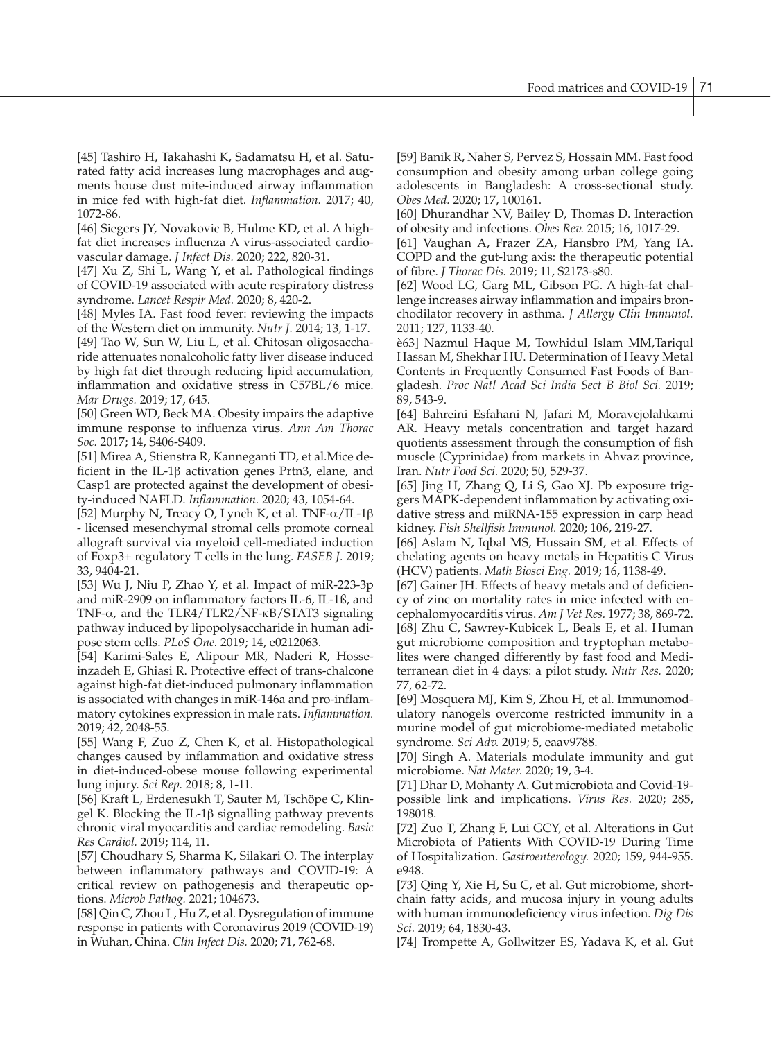[45] Tashiro H, Takahashi K, Sadamatsu H, et al. Saturated fatty acid increases lung macrophages and augments house dust mite-induced airway inflammation in mice fed with high-fat diet. *Inflammation.* 2017; 40, 1072-86.

[46] Siegers JY, Novakovic B, Hulme KD, et al. A high-fat diet increases influenza A virus-associated cardiovascular damage. *J Infect Dis.* 2020; 222, 820-31.

[47] Xu Z, Shi L, Wang Y, et al. Pathological findings of COVID-19 associated with acute respiratory distress syndrome. *Lancet Respir Med.* 2020; 8, 420-2.

[48] Myles IA. Fast food fever: reviewing the impacts of the Western diet on immunity. *Nutr J.* 2014; 13, 1-17.

[49] Tao W, Sun W, Liu L, et al. Chitosan oligosaccharide attenuates nonalcoholic fatty liver disease induced by high fat diet through reducing lipid accumulation, inflammation and oxidative stress in C57BL/6 mice. *Mar Drugs.* 2019; 17, 645.

[50] Green WD, Beck MA. Obesity impairs the adaptive immune response to influenza virus. *Ann Am Thorac Soc.* 2017; 14, S406-S409.

[51] Mirea A, Stienstra R, Kanneganti TD, et al.Mice deficient in the IL-1β activation genes Prtn3, elane, and Casp1 are protected against the development of obesity-induced NAFLD. *Inflammation.* 2020; 43, 1054-64.

[52] Murphy N, Treacy O, Lynch K, et al. TNF-α/IL-1β - licensed mesenchymal stromal cells promote corneal allograft survival via myeloid cell-mediated induction of Foxp3+ regulatory T cells in the lung. *FASEB J.* 2019; 33, 9404-21.

[53] Wu J, Niu P, Zhao Y, et al. Impact of miR-223-3p and miR-2909 on inflammatory factors IL-6, IL-1ß, and TNF-α, and the TLR4/TLR2/NF-κB/STAT3 signaling pathway induced by lipopolysaccharide in human adipose stem cells. *PLoS One.* 2019; 14, e0212063.

[54] Karimi-Sales E, Alipour MR, Naderi R, Hosseinzadeh E, Ghiasi R. Protective effect of trans-chalcone against high-fat diet-induced pulmonary inflammation is associated with changes in miR-146a and pro-inflammatory cytokines expression in male rats. *Inflammation.* 2019; 42, 2048-55.

[55] Wang F, Zuo Z, Chen K, et al. Histopathological changes caused by inflammation and oxidative stress in diet-induced-obese mouse following experimental lung injury. *Sci Rep.* 2018; 8, 1-11.

[56] Kraft L, Erdenesukh T, Sauter M, Tschöpe C, Klingel K. Blocking the IL-1β signalling pathway prevents chronic viral myocarditis and cardiac remodeling. *Basic Res Cardiol.* 2019; 114, 11.

[57] Choudhary S, Sharma K, Silakari O. The interplay between inflammatory pathways and COVID-19: A critical review on pathogenesis and therapeutic options. *Microb Pathog.* 2021; 104673.

[58] Qin C, Zhou L, Hu Z, et al. Dysregulation of immune response in patients with Coronavirus 2019 (COVID-19) in Wuhan, China. *Clin Infect Dis.* 2020; 71, 762-68.

[59] Banik R, Naher S, Pervez S, Hossain MM. Fast food consumption and obesity among urban college going adolescents in Bangladesh: A cross-sectional study. *Obes Med.* 2020; 17, 100161.

[60] Dhurandhar NV, Bailey D, Thomas D. Interaction of obesity and infections. *Obes Rev.* 2015; 16, 1017-29.

[61] Vaughan A, Frazer ZA, Hansbro PM, Yang IA. COPD and the gut-lung axis: the therapeutic potential of fibre. *J Thorac Dis.* 2019; 11, S2173-s80.

[62] Wood LG, Garg ML, Gibson PG. A high-fat challenge increases airway inflammation and impairs bronchodilator recovery in asthma. *J Allergy Clin Immunol.* 2011; 127, 1133-40.

è63] Nazmul Haque M, Towhidul Islam MM,Tariqul Hassan M, Shekhar HU. Determination of Heavy Metal Contents in Frequently Consumed Fast Foods of Bangladesh. *Proc Natl Acad Sci India Sect B Biol Sci.* 2019; 89, 543-9.

[64] Bahreini Esfahani N, Jafari M, Moravejolahkami AR. Heavy metals concentration and target hazard quotients assessment through the consumption of fish muscle (Cyprinidae) from markets in Ahvaz province, Iran. *Nutr Food Sci.* 2020; 50, 529-37.

[65] Jing H, Zhang Q, Li S, Gao XJ. Pb exposure triggers MAPK-dependent inflammation by activating oxidative stress and miRNA-155 expression in carp head kidney. *Fish Shellfish Immunol.* 2020; 106, 219-27.

[66] Aslam N, Iqbal MS, Hussain SM, et al. Effects of chelating agents on heavy metals in Hepatitis C Virus (HCV) patients. *Math Biosci Eng.* 2019; 16, 1138-49.

[67] Gainer JH. Effects of heavy metals and of deficiency of zinc on mortality rates in mice infected with encephalomyocarditis virus. *Am J Vet Res.* 1977; 38, 869-72.

[68] Zhu C, Sawrey-Kubicek L, Beals E, et al. Human gut microbiome composition and tryptophan metabolites were changed differently by fast food and Mediterranean diet in 4 days: a pilot study. *Nutr Res.* 2020; 77, 62-72.

[69] Mosquera MJ, Kim S, Zhou H, et al. Immunomodulatory nanogels overcome restricted immunity in a murine model of gut microbiome-mediated metabolic syndrome. *Sci Adv.* 2019; 5, eaav9788.

[70] Singh A. Materials modulate immunity and gut microbiome. *Nat Mater.* 2020; 19, 3-4.

[71] Dhar D, Mohanty A. Gut microbiota and Covid-19-possible link and implications. *Virus Res.* 2020; 285, 198018.

[72] Zuo T, Zhang F, Lui GCY, et al. Alterations in Gut Microbiota of Patients With COVID-19 During Time of Hospitalization. *Gastroenterology.* 2020; 159, 944-955. e948.

[73] Qing Y, Xie H, Su C, et al. Gut microbiome, short-chain fatty acids, and mucosa injury in young adults with human immunodeficiency virus infection. *Dig Dis Sci.* 2019; 64, 1830-43.

[74] Trompette A, Gollwitzer ES, Yadava K, et al. Gut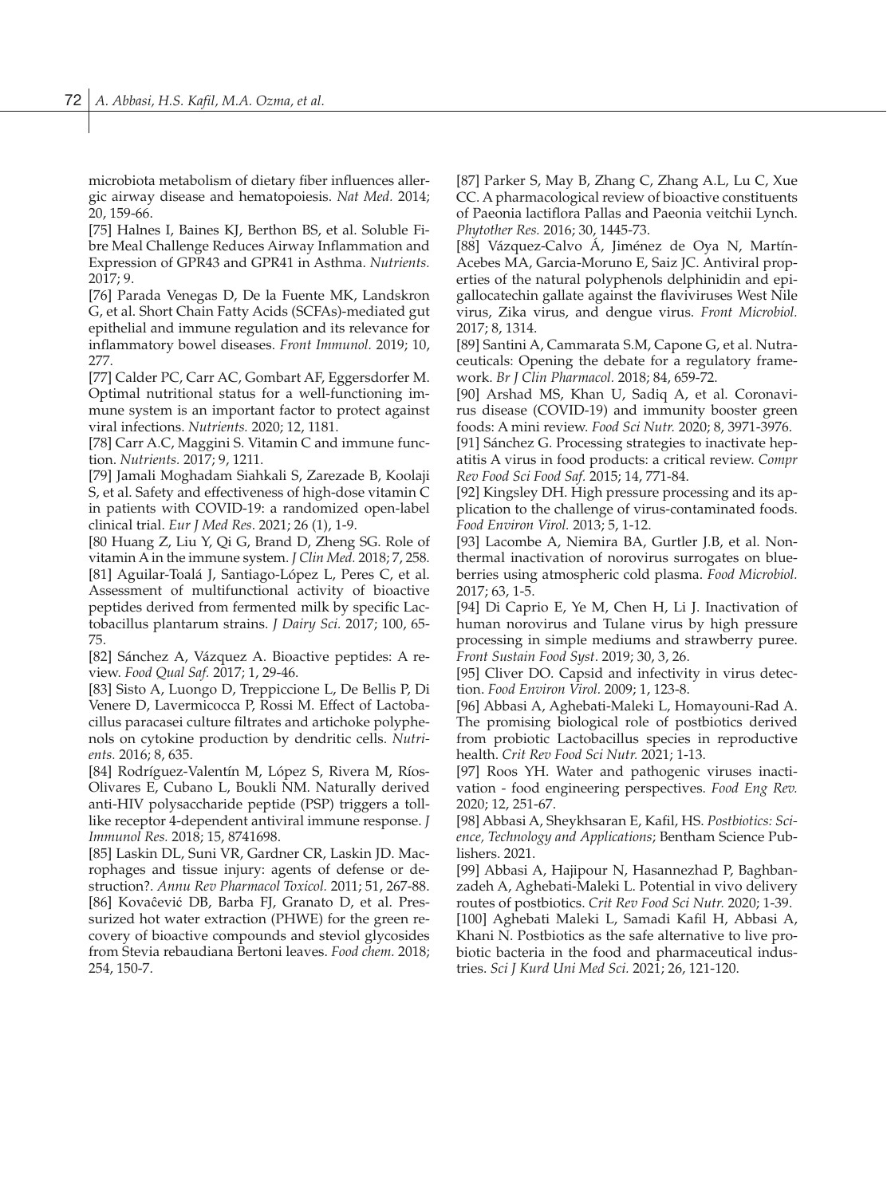microbiota metabolism of dietary fiber influences allergic airway disease and hematopoiesis. *Nat Med.* 2014; 20, 159-66.

[75] Halnes I, Baines KJ, Berthon BS, et al. Soluble Fibre Meal Challenge Reduces Airway Inflammation and Expression of GPR43 and GPR41 in Asthma. *Nutrients.* 2017; 9.

[76] Parada Venegas D, De la Fuente MK, Landskron G, et al. Short Chain Fatty Acids (SCFAs)-mediated gut epithelial and immune regulation and its relevance for inflammatory bowel diseases. *Front Immunol.* 2019; 10, 277.

[77] Calder PC, Carr AC, Gombart AF, Eggersdorfer M. Optimal nutritional status for a well-functioning immune system is an important factor to protect against viral infections. *Nutrients.* 2020; 12, 1181.

[78] Carr A.C, Maggini S. Vitamin C and immune function. *Nutrients.* 2017; 9, 1211.

[79] Jamali Moghadam Siahkali S, Zarezade B, Koolaji S, et al. Safety and effectiveness of high-dose vitamin C in patients with COVID-19: a randomized open-label clinical trial. *Eur J Med Res*. 2021; 26 (1), 1-9.

[80 Huang Z, Liu Y, Qi G, Brand D, Zheng SG. Role of vitamin A in the immune system. *J Clin Med.* 2018; 7, 258.

[81] Aguilar-Toalá J, Santiago-López L, Peres C, et al. Assessment of multifunctional activity of bioactive peptides derived from fermented milk by specific Lactobacillus plantarum strains. *J Dairy Sci.* 2017; 100, 65-75.

[82] Sánchez A, Vázquez A. Bioactive peptides: A review. *Food Qual Saf.* 2017; 1, 29-46.

[83] Sisto A, Luongo D, Treppiccione L, De Bellis P, Di Venere D, Lavermicocca P, Rossi M. Effect of Lactobacillus paracasei culture filtrates and artichoke polyphenols on cytokine production by dendritic cells. *Nutrients.* 2016; 8, 635.

[84] Rodríguez-Valentín M, López S, Rivera M, Ríos-Olivares E, Cubano L, Boukli NM. Naturally derived anti-HIV polysaccharide peptide (PSP) triggers a toll-like receptor 4-dependent antiviral immune response. *J Immunol Res.* 2018; 15, 8741698.

[85] Laskin DL, Suni VR, Gardner CR, Laskin JD. Macrophages and tissue injury: agents of defense or destruction?. *Annu Rev Pharmacol Toxicol.* 2011; 51, 267-88.

[86] Kovaĉević DB, Barba FJ, Granato D, et al. Pressurized hot water extraction (PHWE) for the green recovery of bioactive compounds and steviol glycosides from Stevia rebaudiana Bertoni leaves. *Food chem.* 2018; 254, 150-7.

[87] Parker S, May B, Zhang C, Zhang A.L, Lu C, Xue CC. A pharmacological review of bioactive constituents of Paeonia lactiflora Pallas and Paeonia veitchii Lynch. *Phytother Res.* 2016; 30, 1445-73.

[88] Vázquez-Calvo Á, Jiménez de Oya N, Martín-Acebes MA, Garcia-Moruno E, Saiz JC. Antiviral properties of the natural polyphenols delphinidin and epigallocatechin gallate against the flaviviruses West Nile virus, Zika virus, and dengue virus. *Front Microbiol.* 2017; 8, 1314.

[89] Santini A, Cammarata S.M, Capone G, et al. Nutraceuticals: Opening the debate for a regulatory framework. *Br J Clin Pharmacol.* 2018; 84, 659-72.

[90] Arshad MS, Khan U, Sadiq A, et al. Coronavirus disease (COVID-19) and immunity booster green foods: A mini review. *Food Sci Nutr.* 2020; 8, 3971-3976.

[91] Sánchez G. Processing strategies to inactivate hepatitis A virus in food products: a critical review. *Compr Rev Food Sci Food Saf.* 2015; 14, 771-84.

[92] Kingsley DH. High pressure processing and its application to the challenge of virus-contaminated foods. *Food Environ Virol.* 2013; 5, 1-12.

[93] Lacombe A, Niemira BA, Gurtler J.B, et al. Nonthermal inactivation of norovirus surrogates on blueberries using atmospheric cold plasma. *Food Microbiol.* 2017; 63, 1-5.

[94] Di Caprio E, Ye M, Chen H, Li J. Inactivation of human norovirus and Tulane virus by high pressure processing in simple mediums and strawberry puree. *Front Sustain Food Syst*. 2019; 30, 3, 26.

[95] Cliver DO. Capsid and infectivity in virus detection. *Food Environ Virol.* 2009; 1, 123-8.

[96] Abbasi A, Aghebati-Maleki L, Homayouni-Rad A. The promising biological role of postbiotics derived from probiotic Lactobacillus species in reproductive health. *Crit Rev Food Sci Nutr.* 2021; 1-13.

[97] Roos YH. Water and pathogenic viruses inactivation - food engineering perspectives. *Food Eng Rev.* 2020; 12, 251-67.

[98] Abbasi A, Sheykhsaran E, Kafil, HS. *Postbiotics: Science, Technology and Applications*; Bentham Science Publishers. 2021.

[99] Abbasi A, Hajipour N, Hasannezhad P, Baghbanzadeh A, Aghebati-Maleki L. Potential in vivo delivery routes of postbiotics. *Crit Rev Food Sci Nutr.* 2020; 1-39.

[100] Aghebati Maleki L, Samadi Kafil H, Abbasi A, Khani N. Postbiotics as the safe alternative to live probiotic bacteria in the food and pharmaceutical industries. *Sci J Kurd Uni Med Sci.* 2021; 26, 121-120.